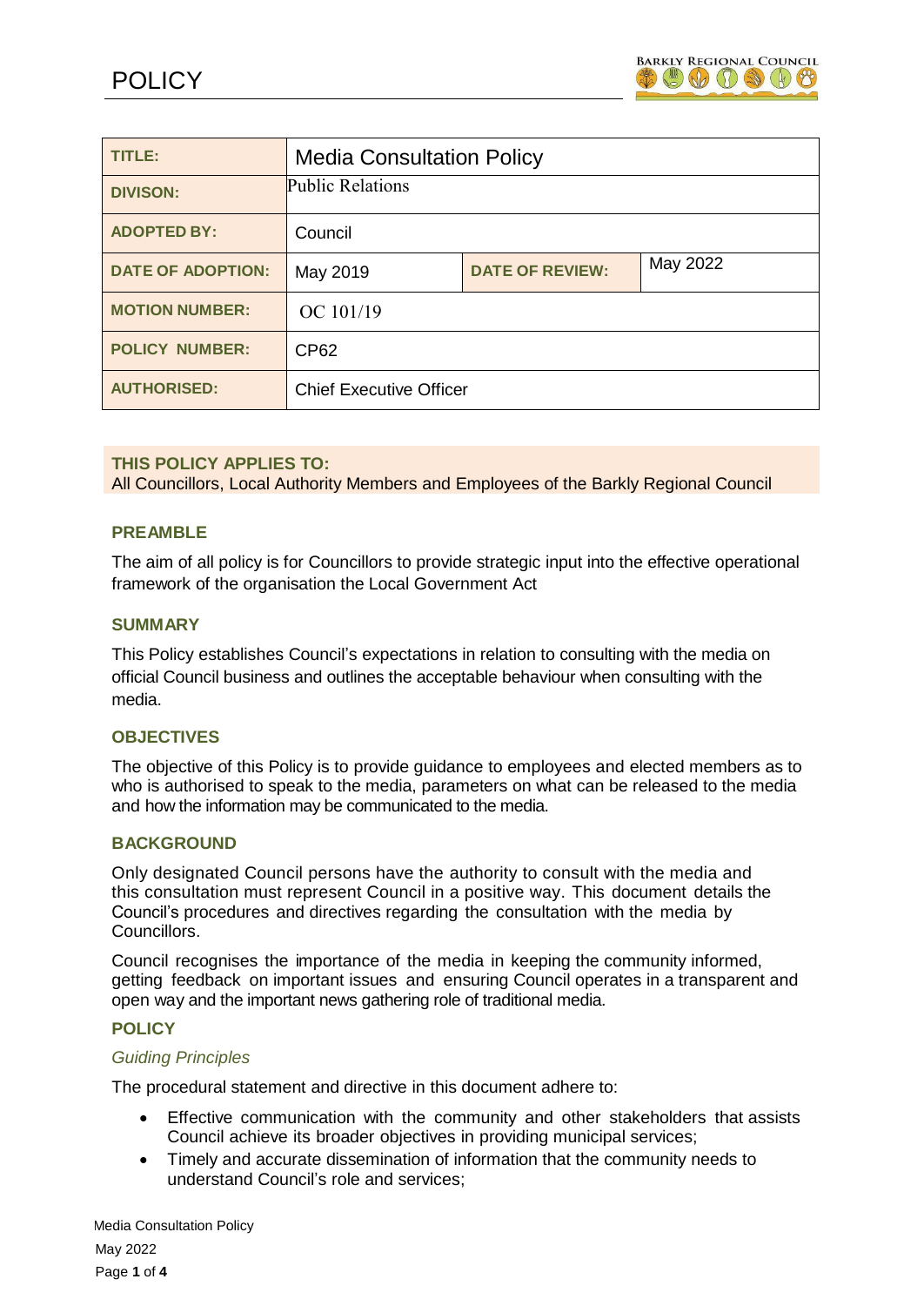# POLICY

| TITLE: | Media Consultation Policy | | |
|---|---|---|---|
| DIVISON: | Public Relations | | |
| ADOPTED BY: | Council | | |
| DATE OF ADOPTION: | May 2019 | DATE OF REVIEW: | May 2022 |
| MOTION NUMBER: | OC 101/19 | | |
| POLICY NUMBER: | CP62 | | |
| AUTHORISED: | Chief Executive Officer | | |

**THIS POLICY APPLIES TO:**
All Councillors, Local Authority Members and Employees of the Barkly Regional Council

## PREAMBLE

The aim of all policy is for Councillors to provide strategic input into the effective operational framework of the organisation the Local Government Act

## SUMMARY

This Policy establishes Council's expectations in relation to consulting with the media on official Council business and outlines the acceptable behaviour when consulting with the media.

## OBJECTIVES

The objective of this Policy is to provide guidance to employees and elected members as to who is authorised to speak to the media, parameters on what can be released to the media and how the information may be communicated to the media.

## BACKGROUND

Only designated Council persons have the authority to consult with the media and this consultation must represent Council in a positive way. This document details the Council's procedures and directives regarding the consultation with the media by Councillors.

Council recognises the importance of the media in keeping the community informed, getting feedback on important issues and ensuring Council operates in a transparent and open way and the important news gathering role of traditional media.

## POLICY

### *Guiding Principles*

The procedural statement and directive in this document adhere to:

- Effective communication with the community and other stakeholders that assists Council achieve its broader objectives in providing municipal services;
- Timely and accurate dissemination of information that the community needs to understand Council's role and services;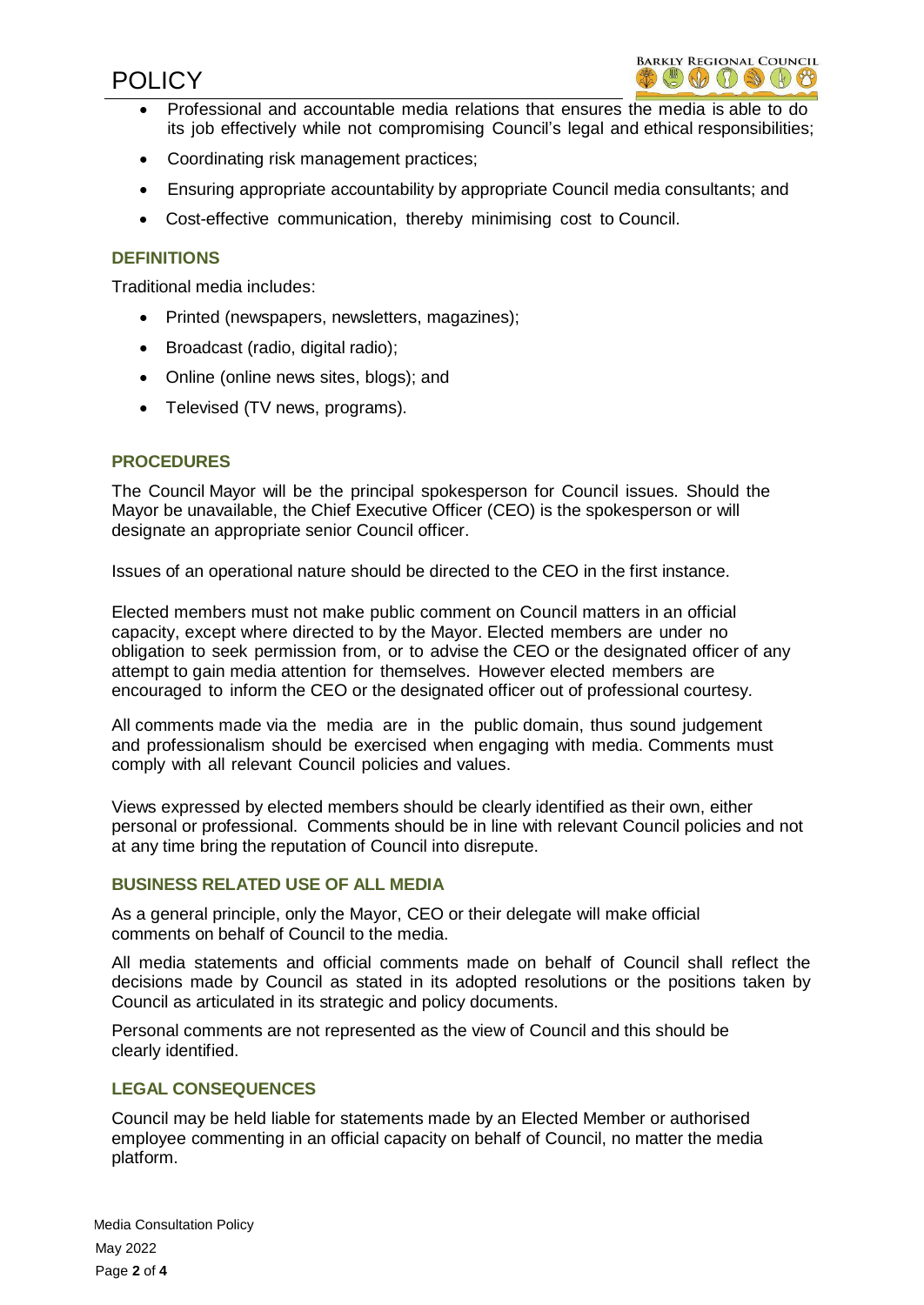- Professional and accountable media relations that ensures the media is able to do its job effectively while not compromising Council's legal and ethical responsibilities;
- Coordinating risk management practices;
- Ensuring appropriate accountability by appropriate Council media consultants; and
- Cost-effective communication, thereby minimising cost to Council.

## DEFINITIONS

Traditional media includes:

- Printed (newspapers, newsletters, magazines);
- Broadcast (radio, digital radio);
- Online (online news sites, blogs); and
- Televised (TV news, programs).

## PROCEDURES

The Council Mayor will be the principal spokesperson for Council issues. Should the Mayor be unavailable, the Chief Executive Officer (CEO) is the spokesperson or will designate an appropriate senior Council officer.

Issues of an operational nature should be directed to the CEO in the first instance.

Elected members must not make public comment on Council matters in an official capacity, except where directed to by the Mayor. Elected members are under no obligation to seek permission from, or to advise the CEO or the designated officer of any attempt to gain media attention for themselves. However elected members are encouraged to inform the CEO or the designated officer out of professional courtesy.

All comments made via the media are in the public domain, thus sound judgement and professionalism should be exercised when engaging with media. Comments must comply with all relevant Council policies and values.

Views expressed by elected members should be clearly identified as their own, either personal or professional. Comments should be in line with relevant Council policies and not at any time bring the reputation of Council into disrepute.

## BUSINESS RELATED USE OF ALL MEDIA

As a general principle, only the Mayor, CEO or their delegate will make official comments on behalf of Council to the media.

All media statements and official comments made on behalf of Council shall reflect the decisions made by Council as stated in its adopted resolutions or the positions taken by Council as articulated in its strategic and policy documents.

Personal comments are not represented as the view of Council and this should be clearly identified.

## LEGAL CONSEQUENCES

Council may be held liable for statements made by an Elected Member or authorised employee commenting in an official capacity on behalf of Council, no matter the media platform.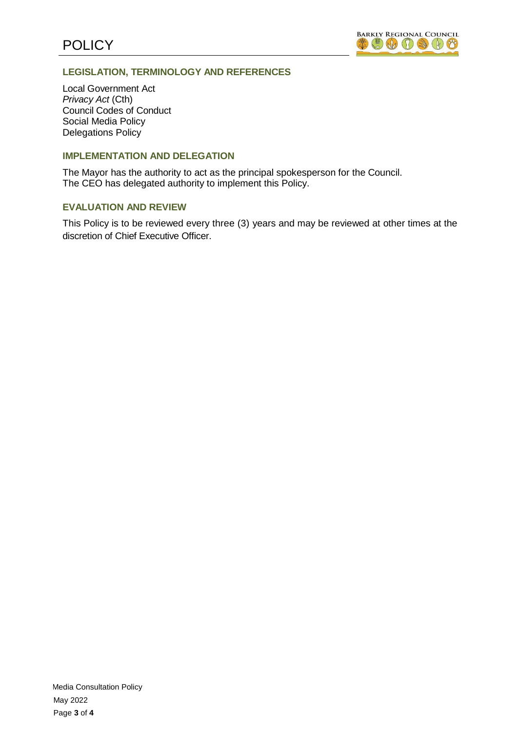## LEGISLATION, TERMINOLOGY AND REFERENCES

Local Government Act
*Privacy Act* (Cth)
Council Codes of Conduct
Social Media Policy
Delegations Policy

## IMPLEMENTATION AND DELEGATION

The Mayor has the authority to act as the principal spokesperson for the Council.
The CEO has delegated authority to implement this Policy.

## EVALUATION AND REVIEW

This Policy is to be reviewed every three (3) years and may be reviewed at other times at the discretion of Chief Executive Officer.